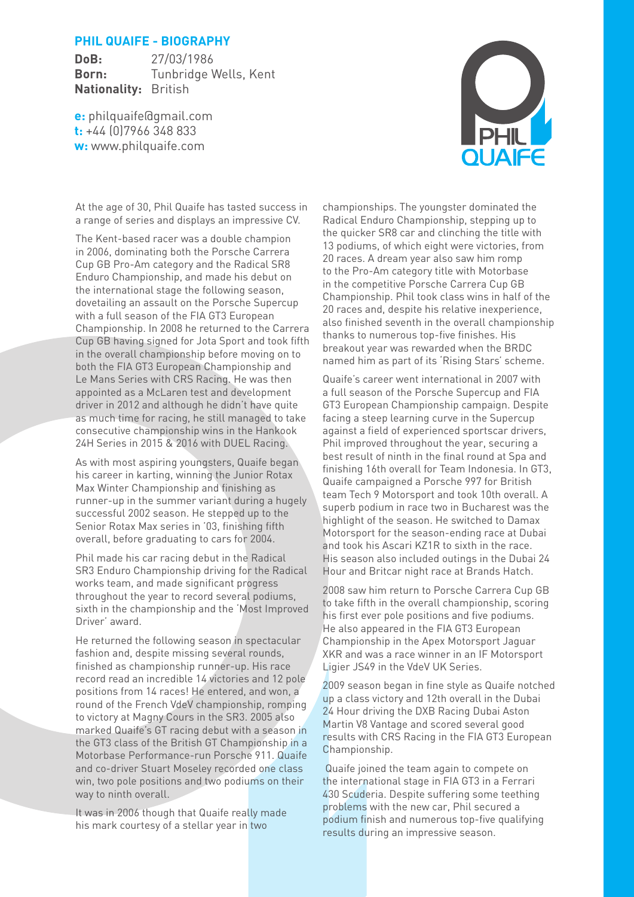## PHIL QUAIFE - BIOGRAPHY

**DoB:** 27/03/1986
**Born:** Tunbridge Wells, Kent
**Nationality:** British

**e:** philquaife@gmail.com
**t:** +44 (0)7966 348 833
**w:** www.philquaife.com

At the age of 30, Phil Quaife has tasted success in a range of series and displays an impressive CV.

The Kent-based racer was a double champion in 2006, dominating both the Porsche Carrera Cup GB Pro-Am category and the Radical SR8 Enduro Championship, and made his debut on the international stage the following season, dovetailing an assault on the Porsche Supercup with a full season of the FIA GT3 European Championship. In 2008 he returned to the Carrera Cup GB having signed for Jota Sport and took fifth in the overall championship before moving on to both the FIA GT3 European Championship and Le Mans Series with CRS Racing. He was then appointed as a McLaren test and development driver in 2012 and although he didn't have quite as much time for racing, he still managed to take consecutive championship wins in the Hankook 24H Series in 2015 & 2016 with DUEL Racing.

As with most aspiring youngsters, Quaife began his career in karting, winning the Junior Rotax Max Winter Championship and finishing as runner-up in the summer variant during a hugely successful 2002 season. He stepped up to the Senior Rotax Max series in '03, finishing fifth overall, before graduating to cars for 2004.

Phil made his car racing debut in the Radical SR3 Enduro Championship driving for the Radical works team, and made significant progress throughout the year to record several podiums, sixth in the championship and the 'Most Improved Driver' award.

He returned the following season in spectacular fashion and, despite missing several rounds, finished as championship runner-up. His race record read an incredible 14 victories and 12 pole positions from 14 races! He entered, and won, a round of the French VdeV championship, romping to victory at Magny Cours in the SR3. 2005 also marked Quaife's GT racing debut with a season in the GT3 class of the British GT Championship in a Motorbase Performance-run Porsche 911. Quaife and co-driver Stuart Moseley recorded one class win, two pole positions and two podiums on their way to ninth overall.

It was in 2006 though that Quaife really made his mark courtesy of a stellar year in two championships. The youngster dominated the Radical Enduro Championship, stepping up to the quicker SR8 car and clinching the title with 13 podiums, of which eight were victories, from 20 races. A dream year also saw him romp to the Pro-Am category title with Motorbase in the competitive Porsche Carrera Cup GB Championship. Phil took class wins in half of the 20 races and, despite his relative inexperience, also finished seventh in the overall championship thanks to numerous top-five finishes. His breakout year was rewarded when the BRDC named him as part of its 'Rising Stars' scheme.

Quaife's career went international in 2007 with a full season of the Porsche Supercup and FIA GT3 European Championship campaign. Despite facing a steep learning curve in the Supercup against a field of experienced sportscar drivers, Phil improved throughout the year, securing a best result of ninth in the final round at Spa and finishing 16th overall for Team Indonesia. In GT3, Quaife campaigned a Porsche 997 for British team Tech 9 Motorsport and took 10th overall. A superb podium in race two in Bucharest was the highlight of the season. He switched to Damax Motorsport for the season-ending race at Dubai and took his Ascari KZ1R to sixth in the race. His season also included outings in the Dubai 24 Hour and Britcar night race at Brands Hatch.

2008 saw him return to Porsche Carrera Cup GB to take fifth in the overall championship, scoring his first ever pole positions and five podiums. He also appeared in the FIA GT3 European Championship in the Apex Motorsport Jaguar XKR and was a race winner in an IF Motorsport Ligier JS49 in the VdeV UK Series.

2009 season began in fine style as Quaife notched up a class victory and 12th overall in the Dubai 24 Hour driving the DXB Racing Dubai Aston Martin V8 Vantage and scored several good results with CRS Racing in the FIA GT3 European Championship.

Quaife joined the team again to compete on the international stage in FIA GT3 in a Ferrari 430 Scuderia. Despite suffering some teething problems with the new car, Phil secured a podium finish and numerous top-five qualifying results during an impressive season.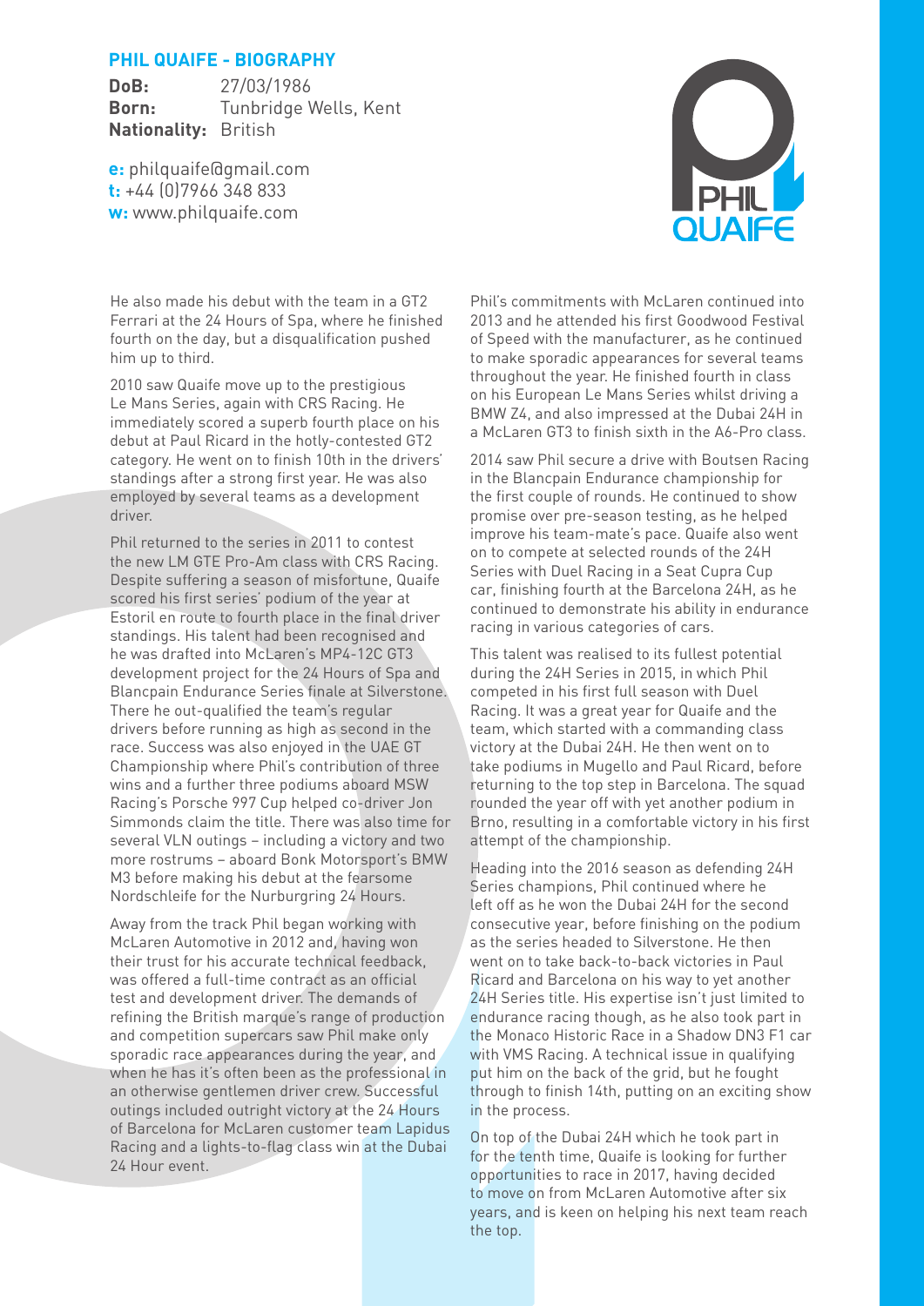## PHIL QUAIFE - BIOGRAPHY

**DoB:** 27/03/1986
**Born:** Tunbridge Wells, Kent
**Nationality:** British

**e:** philquaife@gmail.com
**t:** +44 (0)7966 348 833
**w:** www.philquaife.com

He also made his debut with the team in a GT2 Ferrari at the 24 Hours of Spa, where he finished fourth on the day, but a disqualification pushed him up to third.

2010 saw Quaife move up to the prestigious Le Mans Series, again with CRS Racing. He immediately scored a superb fourth place on his debut at Paul Ricard in the hotly-contested GT2 category. He went on to finish 10th in the drivers' standings after a strong first year. He was also employed by several teams as a development driver.

Phil returned to the series in 2011 to contest the new LM GTE Pro-Am class with CRS Racing. Despite suffering a season of misfortune, Quaife scored his first series' podium of the year at Estoril en route to fourth place in the final driver standings. His talent had been recognised and he was drafted into McLaren's MP4-12C GT3 development project for the 24 Hours of Spa and Blancpain Endurance Series finale at Silverstone. There he out-qualified the team's regular drivers before running as high as second in the race. Success was also enjoyed in the UAE GT Championship where Phil's contribution of three wins and a further three podiums aboard MSW Racing's Porsche 997 Cup helped co-driver Jon Simmonds claim the title. There was also time for several VLN outings – including a victory and two more rostrums – aboard Bonk Motorsport's BMW M3 before making his debut at the fearsome Nordschleife for the Nurburgring 24 Hours.

Away from the track Phil began working with McLaren Automotive in 2012 and, having won their trust for his accurate technical feedback, was offered a full-time contract as an official test and development driver. The demands of refining the British marque's range of production and competition supercars saw Phil make only sporadic race appearances during the year, and when he has it's often been as the professional in an otherwise gentlemen driver crew. Successful outings included outright victory at the 24 Hours of Barcelona for McLaren customer team Lapidus Racing and a lights-to-flag class win at the Dubai 24 Hour event.

Phil's commitments with McLaren continued into 2013 and he attended his first Goodwood Festival of Speed with the manufacturer, as he continued to make sporadic appearances for several teams throughout the year. He finished fourth in class on his European Le Mans Series whilst driving a BMW Z4, and also impressed at the Dubai 24H in a McLaren GT3 to finish sixth in the A6-Pro class.

2014 saw Phil secure a drive with Boutsen Racing in the Blancpain Endurance championship for the first couple of rounds. He continued to show promise over pre-season testing, as he helped improve his team-mate's pace. Quaife also went on to compete at selected rounds of the 24H Series with Duel Racing in a Seat Cupra Cup car, finishing fourth at the Barcelona 24H, as he continued to demonstrate his ability in endurance racing in various categories of cars.

This talent was realised to its fullest potential during the 24H Series in 2015, in which Phil competed in his first full season with Duel Racing. It was a great year for Quaife and the team, which started with a commanding class victory at the Dubai 24H. He then went on to take podiums in Mugello and Paul Ricard, before returning to the top step in Barcelona. The squad rounded the year off with yet another podium in Brno, resulting in a comfortable victory in his first attempt of the championship.

Heading into the 2016 season as defending 24H Series champions, Phil continued where he left off as he won the Dubai 24H for the second consecutive year, before finishing on the podium as the series headed to Silverstone. He then went on to take back-to-back victories in Paul Ricard and Barcelona on his way to yet another 24H Series title. His expertise isn't just limited to endurance racing though, as he also took part in the Monaco Historic Race in a Shadow DN3 F1 car with VMS Racing. A technical issue in qualifying put him on the back of the grid, but he fought through to finish 14th, putting on an exciting show in the process.

On top of the Dubai 24H which he took part in for the tenth time, Quaife is looking for further opportunities to race in 2017, having decided to move on from McLaren Automotive after six years, and is keen on helping his next team reach the top.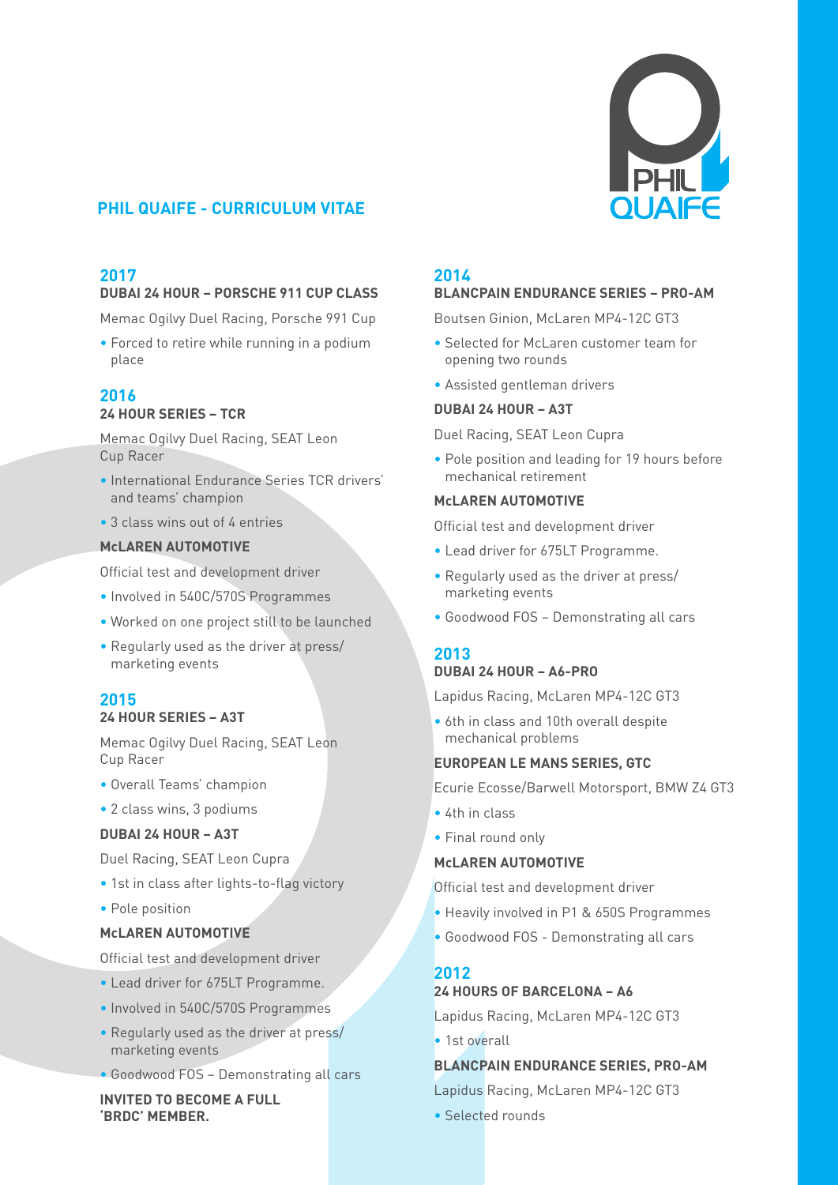# PHIL QUAIFE - CURRICULUM VITAE

## 2017

### DUBAI 24 HOUR – PORSCHE 911 CUP CLASS

Memac Ogilvy Duel Racing, Porsche 991 Cup

- Forced to retire while running in a podium place

## 2016

### 24 HOUR SERIES – TCR

Memac Ogilvy Duel Racing, SEAT Leon Cup Racer

- International Endurance Series TCR drivers' and teams' champion
- 3 class wins out of 4 entries

### McLAREN AUTOMOTIVE

Official test and development driver

- Involved in 540C/570S Programmes
- Worked on one project still to be launched
- Regularly used as the driver at press/marketing events

## 2015

### 24 HOUR SERIES – A3T

Memac Ogilvy Duel Racing, SEAT Leon Cup Racer

- Overall Teams' champion
- 2 class wins, 3 podiums

### DUBAI 24 HOUR – A3T

Duel Racing, SEAT Leon Cupra

- 1st in class after lights-to-flag victory
- Pole position

### McLAREN AUTOMOTIVE

Official test and development driver

- Lead driver for 675LT Programme.
- Involved in 540C/570S Programmes
- Regularly used as the driver at press/marketing events
- Goodwood FOS – Demonstrating all cars

**INVITED TO BECOME A FULL 'BRDC' MEMBER.**

## 2014

### BLANCPAIN ENDURANCE SERIES – PRO-AM

Boutsen Ginion, McLaren MP4-12C GT3

- Selected for McLaren customer team for opening two rounds
- Assisted gentleman drivers

### DUBAI 24 HOUR – A3T

Duel Racing, SEAT Leon Cupra

- Pole position and leading for 19 hours before mechanical retirement

### McLAREN AUTOMOTIVE

Official test and development driver

- Lead driver for 675LT Programme.
- Regularly used as the driver at press/marketing events
- Goodwood FOS – Demonstrating all cars

## 2013

### DUBAI 24 HOUR – A6-PRO

Lapidus Racing, McLaren MP4-12C GT3

- 6th in class and 10th overall despite mechanical problems

### EUROPEAN LE MANS SERIES, GTC

Ecurie Ecosse/Barwell Motorsport, BMW Z4 GT3

- 4th in class
- Final round only

### McLAREN AUTOMOTIVE

Official test and development driver

- Heavily involved in P1 & 650S Programmes
- Goodwood FOS - Demonstrating all cars

## 2012

### 24 HOURS OF BARCELONA – A6

Lapidus Racing, McLaren MP4-12C GT3

- 1st overall

### BLANCPAIN ENDURANCE SERIES, PRO-AM

Lapidus Racing, McLaren MP4-12C GT3

- Selected rounds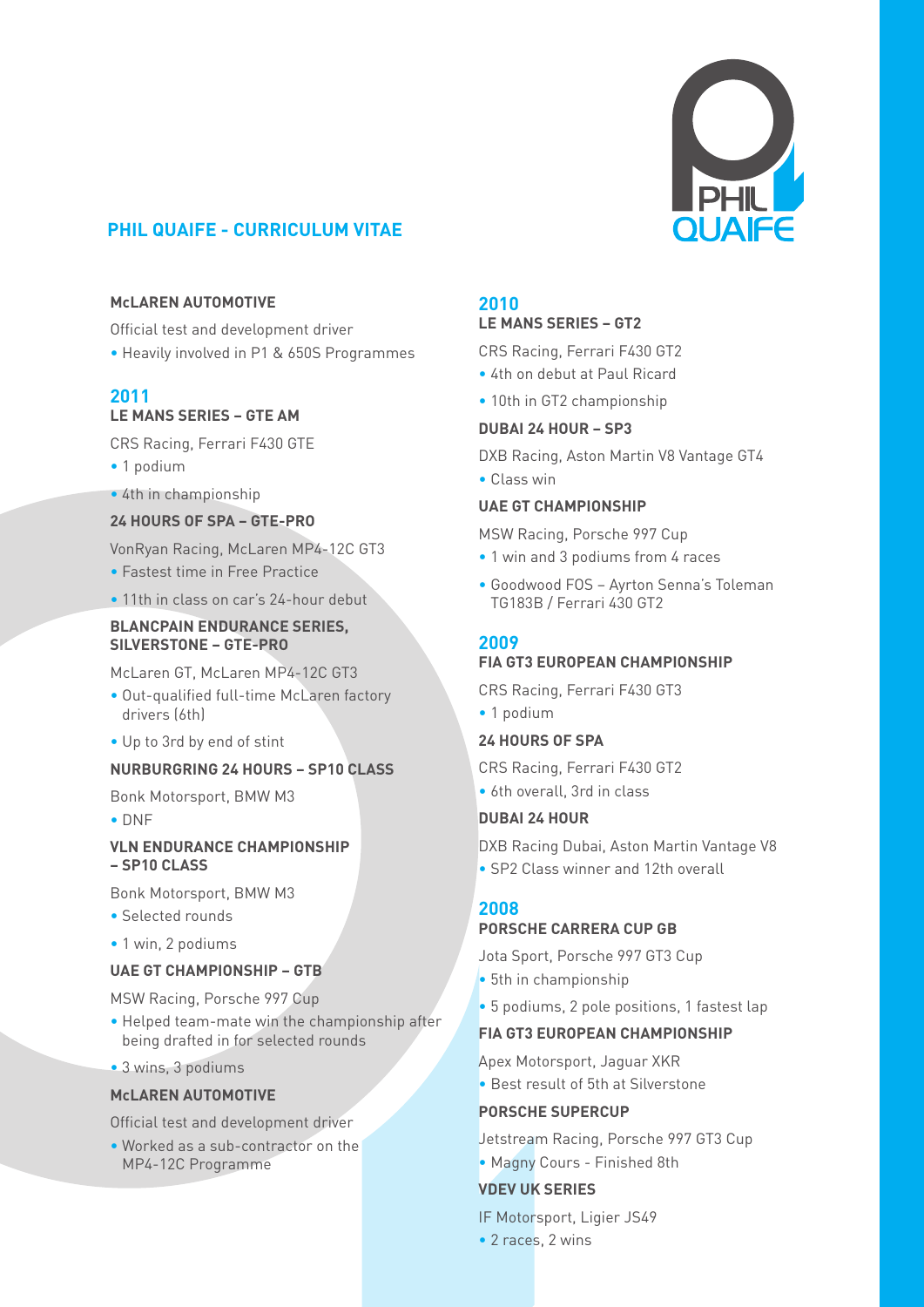# PHIL QUAIFE - CURRICULUM VITAE

### McLAREN AUTOMOTIVE

Official test and development driver

- Heavily involved in P1 & 650S Programmes

## 2011

### LE MANS SERIES – GTE AM

CRS Racing, Ferrari F430 GTE

- 1 podium
- 4th in championship

### 24 HOURS OF SPA – GTE-PRO

VonRyan Racing, McLaren MP4-12C GT3

- Fastest time in Free Practice
- 11th in class on car's 24-hour debut

### BLANCPAIN ENDURANCE SERIES, SILVERSTONE – GTE-PRO

McLaren GT, McLaren MP4-12C GT3

- Out-qualified full-time McLaren factory drivers (6th)
- Up to 3rd by end of stint

### NURBURGRING 24 HOURS – SP10 CLASS

Bonk Motorsport, BMW M3

- DNF

### VLN ENDURANCE CHAMPIONSHIP – SP10 CLASS

Bonk Motorsport, BMW M3

- Selected rounds
- 1 win, 2 podiums

### UAE GT CHAMPIONSHIP – GTB

MSW Racing, Porsche 997 Cup

- Helped team-mate win the championship after being drafted in for selected rounds
- 3 wins, 3 podiums

### McLAREN AUTOMOTIVE

Official test and development driver

- Worked as a sub-contractor on the MP4-12C Programme

## 2010

### LE MANS SERIES – GT2

CRS Racing, Ferrari F430 GT2

- 4th on debut at Paul Ricard
- 10th in GT2 championship

### DUBAI 24 HOUR – SP3

DXB Racing, Aston Martin V8 Vantage GT4

- Class win

### UAE GT CHAMPIONSHIP

MSW Racing, Porsche 997 Cup

- 1 win and 3 podiums from 4 races
- Goodwood FOS – Ayrton Senna's Toleman TG183B / Ferrari 430 GT2

## 2009

### FIA GT3 EUROPEAN CHAMPIONSHIP

CRS Racing, Ferrari F430 GT3

- 1 podium

### 24 HOURS OF SPA

CRS Racing, Ferrari F430 GT2

- 6th overall, 3rd in class

### DUBAI 24 HOUR

DXB Racing Dubai, Aston Martin Vantage V8

- SP2 Class winner and 12th overall

## 2008

### PORSCHE CARRERA CUP GB

Jota Sport, Porsche 997 GT3 Cup

- 5th in championship
- 5 podiums, 2 pole positions, 1 fastest lap

### FIA GT3 EUROPEAN CHAMPIONSHIP

Apex Motorsport, Jaguar XKR

- Best result of 5th at Silverstone

### PORSCHE SUPERCUP

Jetstream Racing, Porsche 997 GT3 Cup

- Magny Cours - Finished 8th

### VDEV UK SERIES

IF Motorsport, Ligier JS49

- 2 races, 2 wins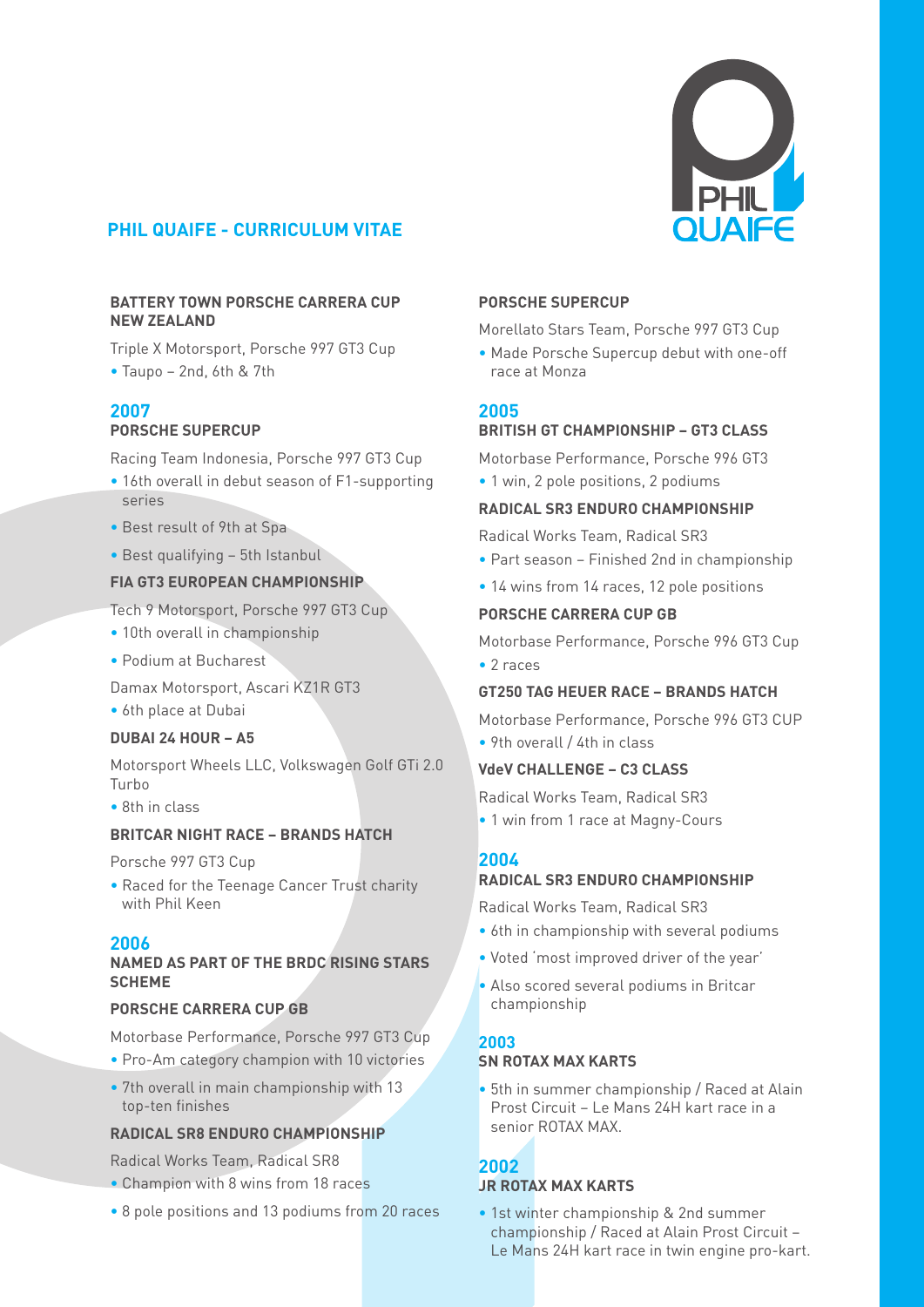# PHIL QUAIFE - CURRICULUM VITAE

### BATTERY TOWN PORSCHE CARRERA CUP NEW ZEALAND

Triple X Motorsport, Porsche 997 GT3 Cup

- Taupo – 2nd, 6th & 7th

## 2007

### PORSCHE SUPERCUP

Racing Team Indonesia, Porsche 997 GT3 Cup

- 16th overall in debut season of F1-supporting series
- Best result of 9th at Spa
- Best qualifying – 5th Istanbul

### FIA GT3 EUROPEAN CHAMPIONSHIP

Tech 9 Motorsport, Porsche 997 GT3 Cup

- 10th overall in championship
- Podium at Bucharest

Damax Motorsport, Ascari KZ1R GT3

- 6th place at Dubai

### DUBAI 24 HOUR – A5

Motorsport Wheels LLC, Volkswagen Golf GTi 2.0 Turbo

- 8th in class

### BRITCAR NIGHT RACE – BRANDS HATCH

Porsche 997 GT3 Cup

- Raced for the Teenage Cancer Trust charity with Phil Keen

## 2006

### NAMED AS PART OF THE BRDC RISING STARS SCHEME

### PORSCHE CARRERA CUP GB

Motorbase Performance, Porsche 997 GT3 Cup

- Pro-Am category champion with 10 victories
- 7th overall in main championship with 13 top-ten finishes

### RADICAL SR8 ENDURO CHAMPIONSHIP

Radical Works Team, Radical SR8

- Champion with 8 wins from 18 races
- 8 pole positions and 13 podiums from 20 races

### PORSCHE SUPERCUP

Morellato Stars Team, Porsche 997 GT3 Cup

- Made Porsche Supercup debut with one-off race at Monza

## 2005

### BRITISH GT CHAMPIONSHIP – GT3 CLASS

Motorbase Performance, Porsche 996 GT3

- 1 win, 2 pole positions, 2 podiums

### RADICAL SR3 ENDURO CHAMPIONSHIP

Radical Works Team, Radical SR3

- Part season – Finished 2nd in championship
- 14 wins from 14 races, 12 pole positions

### PORSCHE CARRERA CUP GB

Motorbase Performance, Porsche 996 GT3 Cup

- 2 races

### GT250 TAG HEUER RACE – BRANDS HATCH

Motorbase Performance, Porsche 996 GT3 CUP

- 9th overall / 4th in class

### VdeV CHALLENGE – C3 CLASS

Radical Works Team, Radical SR3

- 1 win from 1 race at Magny-Cours

## 2004

### RADICAL SR3 ENDURO CHAMPIONSHIP

Radical Works Team, Radical SR3

- 6th in championship with several podiums
- Voted 'most improved driver of the year'
- Also scored several podiums in Britcar championship

## 2003

### SN ROTAX MAX KARTS

- 5th in summer championship / Raced at Alain Prost Circuit – Le Mans 24H kart race in a senior ROTAX MAX.

## 2002

### JR ROTAX MAX KARTS

- 1st winter championship & 2nd summer championship / Raced at Alain Prost Circuit – Le Mans 24H kart race in twin engine pro-kart.